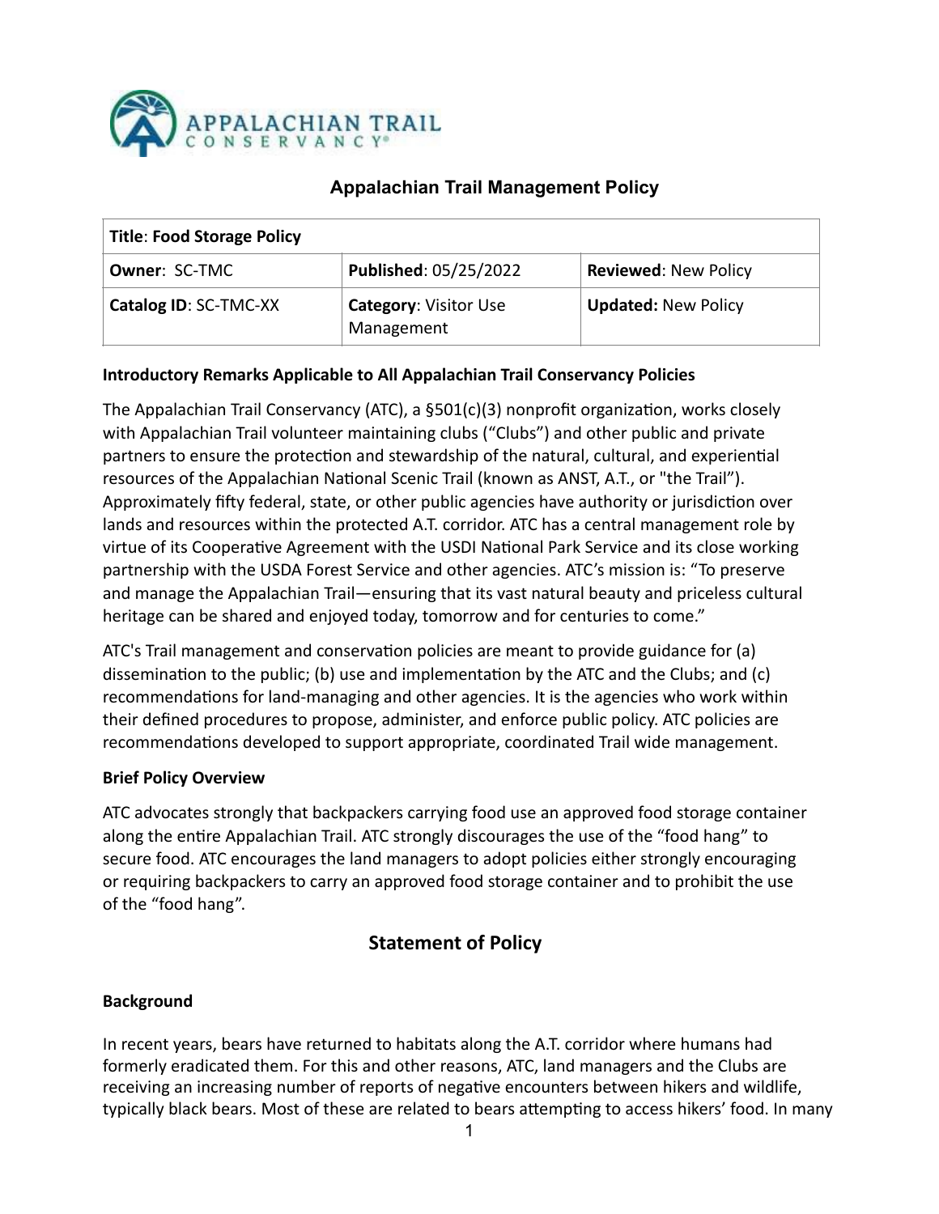# Appalachian Trail Management Policy

| Title: Food Storage Policy | | |
|---|---|---|
| **Owner**: SC-TMC | **Published**: 05/25/2022 | **Reviewed**: New Policy |
| **Catalog ID**: SC-TMC-XX | **Category**: Visitor Use Management | **Updated:** New Policy |

**Introductory Remarks Applicable to All Appalachian Trail Conservancy Policies**

The Appalachian Trail Conservancy (ATC), a §501(c)(3) nonprofit organization, works closely with Appalachian Trail volunteer maintaining clubs ("Clubs") and other public and private partners to ensure the protection and stewardship of the natural, cultural, and experiential resources of the Appalachian National Scenic Trail (known as ANST, A.T., or "the Trail"). Approximately fifty federal, state, or other public agencies have authority or jurisdiction over lands and resources within the protected A.T. corridor. ATC has a central management role by virtue of its Cooperative Agreement with the USDI National Park Service and its close working partnership with the USDA Forest Service and other agencies. ATC's mission is: "To preserve and manage the Appalachian Trail—ensuring that its vast natural beauty and priceless cultural heritage can be shared and enjoyed today, tomorrow and for centuries to come."

ATC's Trail management and conservation policies are meant to provide guidance for (a) dissemination to the public; (b) use and implementation by the ATC and the Clubs; and (c) recommendations for land-managing and other agencies. It is the agencies who work within their defined procedures to propose, administer, and enforce public policy. ATC policies are recommendations developed to support appropriate, coordinated Trail wide management.

**Brief Policy Overview**

ATC advocates strongly that backpackers carrying food use an approved food storage container along the entire Appalachian Trail. ATC strongly discourages the use of the "food hang" to secure food. ATC encourages the land managers to adopt policies either strongly encouraging or requiring backpackers to carry an approved food storage container and to prohibit the use of the "food hang".

## Statement of Policy

**Background**

In recent years, bears have returned to habitats along the A.T. corridor where humans had formerly eradicated them. For this and other reasons, ATC, land managers and the Clubs are receiving an increasing number of reports of negative encounters between hikers and wildlife, typically black bears. Most of these are related to bears attempting to access hikers' food. In many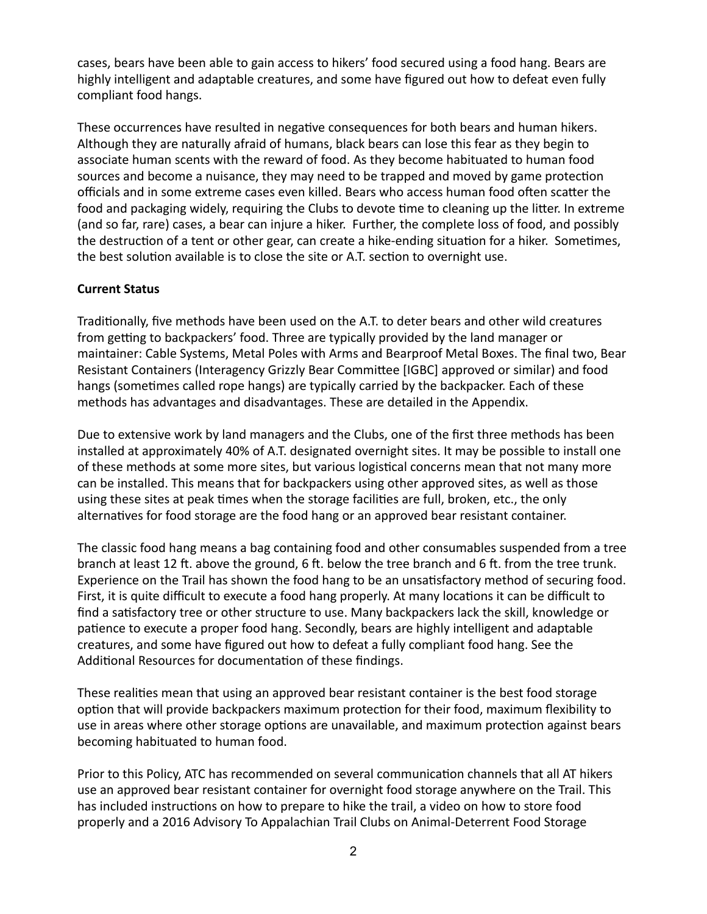cases, bears have been able to gain access to hikers' food secured using a food hang. Bears are highly intelligent and adaptable creatures, and some have figured out how to defeat even fully compliant food hangs.

These occurrences have resulted in negative consequences for both bears and human hikers. Although they are naturally afraid of humans, black bears can lose this fear as they begin to associate human scents with the reward of food. As they become habituated to human food sources and become a nuisance, they may need to be trapped and moved by game protection officials and in some extreme cases even killed. Bears who access human food often scatter the food and packaging widely, requiring the Clubs to devote time to cleaning up the litter. In extreme (and so far, rare) cases, a bear can injure a hiker. Further, the complete loss of food, and possibly the destruction of a tent or other gear, can create a hike-ending situation for a hiker. Sometimes, the best solution available is to close the site or A.T. section to overnight use.

**Current Status**

Traditionally, five methods have been used on the A.T. to deter bears and other wild creatures from getting to backpackers' food. Three are typically provided by the land manager or maintainer: Cable Systems, Metal Poles with Arms and Bearproof Metal Boxes. The final two, Bear Resistant Containers (Interagency Grizzly Bear Committee [IGBC] approved or similar) and food hangs (sometimes called rope hangs) are typically carried by the backpacker. Each of these methods has advantages and disadvantages. These are detailed in the Appendix.

Due to extensive work by land managers and the Clubs, one of the first three methods has been installed at approximately 40% of A.T. designated overnight sites. It may be possible to install one of these methods at some more sites, but various logistical concerns mean that not many more can be installed. This means that for backpackers using other approved sites, as well as those using these sites at peak times when the storage facilities are full, broken, etc., the only alternatives for food storage are the food hang or an approved bear resistant container.

The classic food hang means a bag containing food and other consumables suspended from a tree branch at least 12 ft. above the ground, 6 ft. below the tree branch and 6 ft. from the tree trunk. Experience on the Trail has shown the food hang to be an unsatisfactory method of securing food. First, it is quite difficult to execute a food hang properly. At many locations it can be difficult to find a satisfactory tree or other structure to use. Many backpackers lack the skill, knowledge or patience to execute a proper food hang. Secondly, bears are highly intelligent and adaptable creatures, and some have figured out how to defeat a fully compliant food hang. See the Additional Resources for documentation of these findings.

These realities mean that using an approved bear resistant container is the best food storage option that will provide backpackers maximum protection for their food, maximum flexibility to use in areas where other storage options are unavailable, and maximum protection against bears becoming habituated to human food.

Prior to this Policy, ATC has recommended on several communication channels that all AT hikers use an approved bear resistant container for overnight food storage anywhere on the Trail. This has included instructions on how to prepare to hike the trail, a video on how to store food properly and a 2016 Advisory To Appalachian Trail Clubs on Animal-Deterrent Food Storage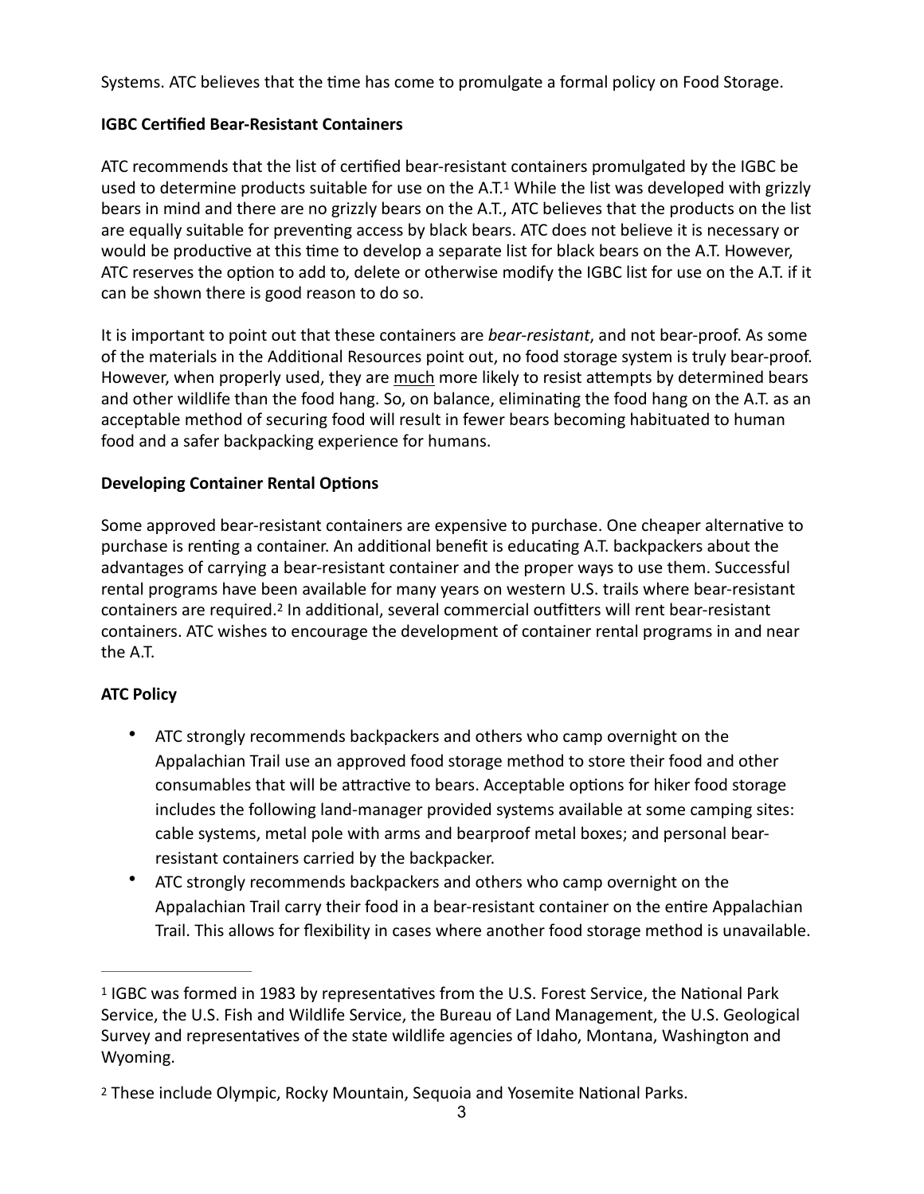Systems. ATC believes that the time has come to promulgate a formal policy on Food Storage.

**IGBC Certified Bear-Resistant Containers**

ATC recommends that the list of certified bear-resistant containers promulgated by the IGBC be used to determine products suitable for use on the A.T.[1] While the list was developed with grizzly bears in mind and there are no grizzly bears on the A.T., ATC believes that the products on the list are equally suitable for preventing access by black bears. ATC does not believe it is necessary or would be productive at this time to develop a separate list for black bears on the A.T. However, ATC reserves the option to add to, delete or otherwise modify the IGBC list for use on the A.T. if it can be shown there is good reason to do so.

It is important to point out that these containers are *bear-resistant*, and not bear-proof. As some of the materials in the Additional Resources point out, no food storage system is truly bear-proof. However, when properly used, they are much more likely to resist attempts by determined bears and other wildlife than the food hang. So, on balance, eliminating the food hang on the A.T. as an acceptable method of securing food will result in fewer bears becoming habituated to human food and a safer backpacking experience for humans.

**Developing Container Rental Options**

Some approved bear-resistant containers are expensive to purchase. One cheaper alternative to purchase is renting a container. An additional benefit is educating A.T. backpackers about the advantages of carrying a bear-resistant container and the proper ways to use them. Successful rental programs have been available for many years on western U.S. trails where bear-resistant containers are required.[2] In additional, several commercial outfitters will rent bear-resistant containers. ATC wishes to encourage the development of container rental programs in and near the A.T.

**ATC Policy**

- ATC strongly recommends backpackers and others who camp overnight on the Appalachian Trail use an approved food storage method to store their food and other consumables that will be attractive to bears. Acceptable options for hiker food storage includes the following land-manager provided systems available at some camping sites: cable systems, metal pole with arms and bearproof metal boxes; and personal bear-resistant containers carried by the backpacker.
- ATC strongly recommends backpackers and others who camp overnight on the Appalachian Trail carry their food in a bear-resistant container on the entire Appalachian Trail. This allows for flexibility in cases where another food storage method is unavailable.

---

[1] IGBC was formed in 1983 by representatives from the U.S. Forest Service, the National Park Service, the U.S. Fish and Wildlife Service, the Bureau of Land Management, the U.S. Geological Survey and representatives of the state wildlife agencies of Idaho, Montana, Washington and Wyoming.

[2] These include Olympic, Rocky Mountain, Sequoia and Yosemite National Parks.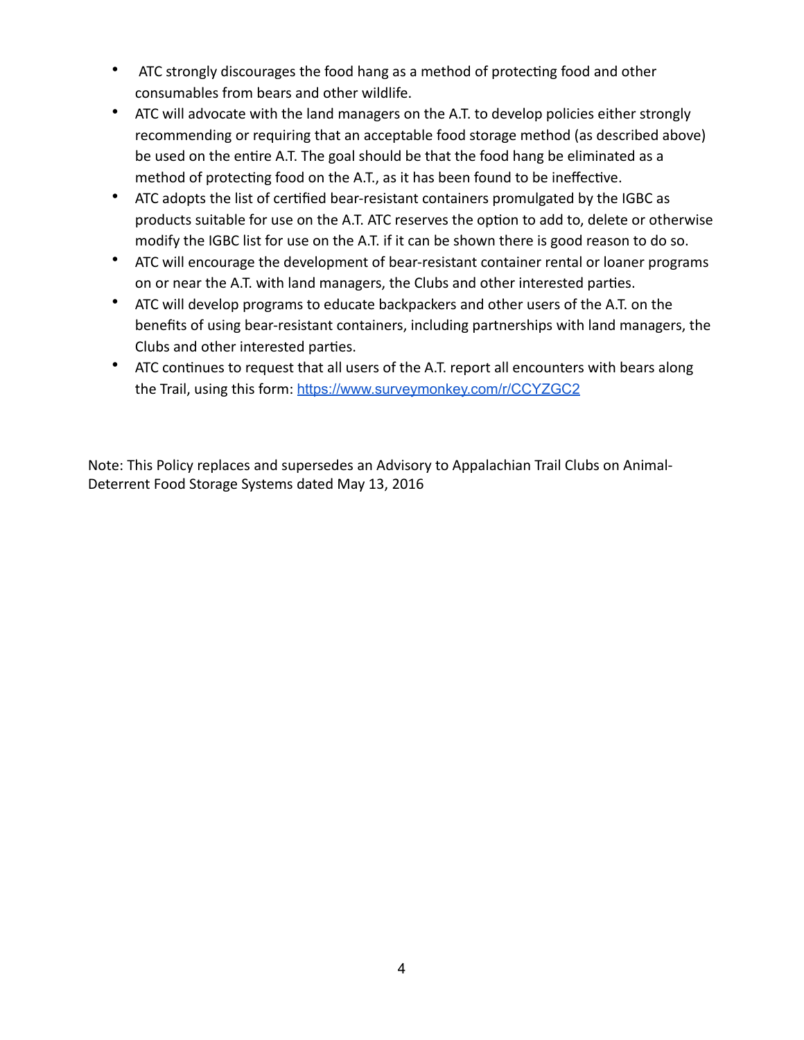- ATC strongly discourages the food hang as a method of protecting food and other consumables from bears and other wildlife.
- ATC will advocate with the land managers on the A.T. to develop policies either strongly recommending or requiring that an acceptable food storage method (as described above) be used on the entire A.T. The goal should be that the food hang be eliminated as a method of protecting food on the A.T., as it has been found to be ineffective.
- ATC adopts the list of certified bear-resistant containers promulgated by the IGBC as products suitable for use on the A.T. ATC reserves the option to add to, delete or otherwise modify the IGBC list for use on the A.T. if it can be shown there is good reason to do so.
- ATC will encourage the development of bear-resistant container rental or loaner programs on or near the A.T. with land managers, the Clubs and other interested parties.
- ATC will develop programs to educate backpackers and other users of the A.T. on the benefits of using bear-resistant containers, including partnerships with land managers, the Clubs and other interested parties.
- ATC continues to request that all users of the A.T. report all encounters with bears along the Trail, using this form: https://www.surveymonkey.com/r/CCYZGC2

Note: This Policy replaces and supersedes an Advisory to Appalachian Trail Clubs on Animal-Deterrent Food Storage Systems dated May 13, 2016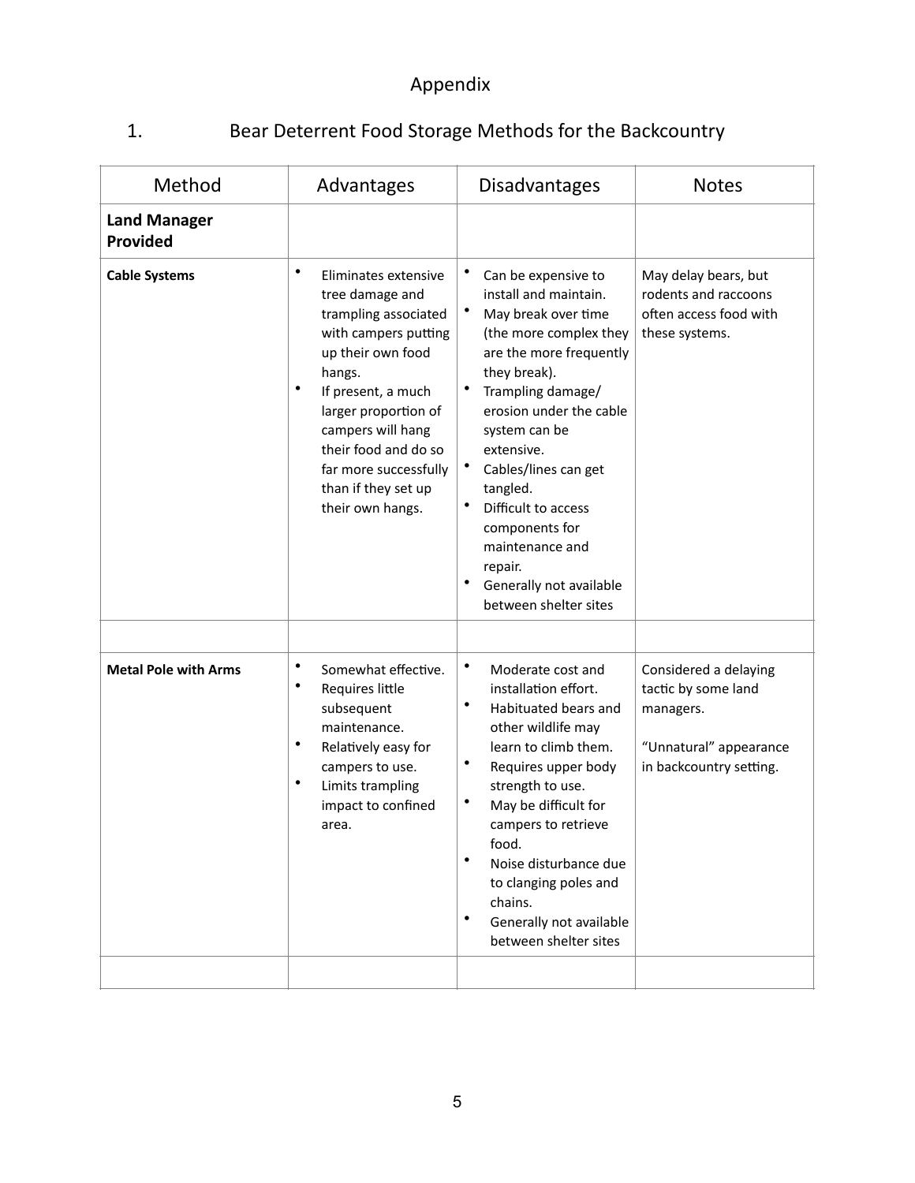# Appendix

## 1. Bear Deterrent Food Storage Methods for the Backcountry

| Method | Advantages | Disadvantages | Notes |
|---|---|---|---|
| **Land Manager Provided** | | | |
| **Cable Systems** | • Eliminates extensive tree damage and trampling associated with campers putting up their own food hangs.<br>• If present, a much larger proportion of campers will hang their food and do so far more successfully than if they set up their own hangs. | • Can be expensive to install and maintain.<br>• May break over time (the more complex they are the more frequently they break).<br>• Trampling damage/ erosion under the cable system can be extensive.<br>• Cables/lines can get tangled.<br>• Difficult to access components for maintenance and repair.<br>• Generally not available between shelter sites | May delay bears, but rodents and raccoons often access food with these systems. |
| | | | |
| **Metal Pole with Arms** | • Somewhat effective.<br>• Requires little subsequent maintenance.<br>• Relatively easy for campers to use.<br>• Limits trampling impact to confined area. | • Moderate cost and installation effort.<br>• Habituated bears and other wildlife may learn to climb them.<br>• Requires upper body strength to use.<br>• May be difficult for campers to retrieve food.<br>• Noise disturbance due to clanging poles and chains.<br>• Generally not available between shelter sites | Considered a delaying tactic by some land managers.<br><br>"Unnatural" appearance in backcountry setting. |
| | | | |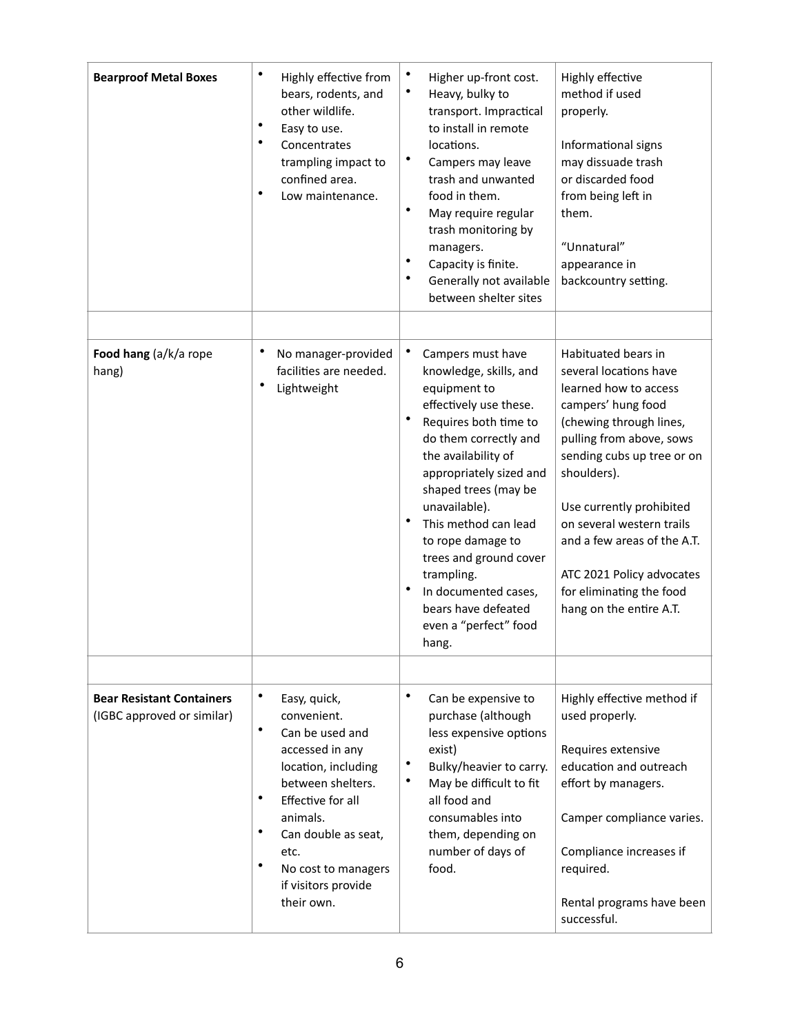| | | | |
|---|---|---|---|
| **Bearproof Metal Boxes** | • Highly effective from bears, rodents, and other wildlife.<br>• Easy to use.<br>• Concentrates trampling impact to confined area.<br>• Low maintenance. | • Higher up-front cost.<br>• Heavy, bulky to transport. Impractical to install in remote locations.<br>• Campers may leave trash and unwanted food in them.<br>• May require regular trash monitoring by managers.<br>• Capacity is finite.<br>• Generally not available between shelter sites | Highly effective method if used properly.<br><br>Informational signs may dissuade trash or discarded food from being left in them.<br><br>“Unnatural” appearance in backcountry setting. |
| | | | |
| **Food hang** (a/k/a rope hang) | • No manager-provided facilities are needed.<br>• Lightweight | • Campers must have knowledge, skills, and equipment to effectively use these.<br>• Requires both time to do them correctly and the availability of appropriately sized and shaped trees (may be unavailable).<br>• This method can lead to rope damage to trees and ground cover trampling.<br>• In documented cases, bears have defeated even a “perfect” food hang. | Habituated bears in several locations have learned how to access campers’ hung food (chewing through lines, pulling from above, sows sending cubs up tree or on shoulders).<br><br>Use currently prohibited on several western trails and a few areas of the A.T.<br><br>ATC 2021 Policy advocates for eliminating the food hang on the entire A.T. |
| | | | |
| **Bear Resistant Containers** (IGBC approved or similar) | • Easy, quick, convenient.<br>• Can be used and accessed in any location, including between shelters.<br>• Effective for all animals.<br>• Can double as seat, etc.<br>• No cost to managers if visitors provide their own. | • Can be expensive to purchase (although less expensive options exist)<br>• Bulky/heavier to carry.<br>• May be difficult to fit all food and consumables into them, depending on number of days of food. | Highly effective method if used properly.<br><br>Requires extensive education and outreach effort by managers.<br><br>Camper compliance varies.<br><br>Compliance increases if required.<br><br>Rental programs have been successful. |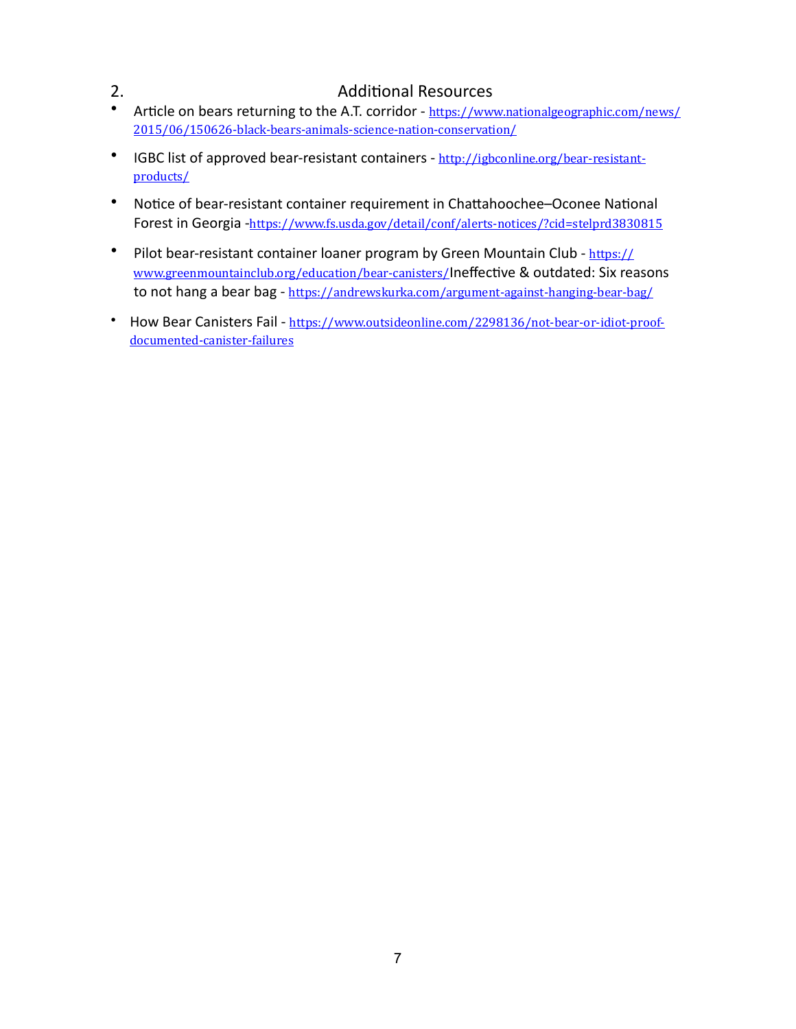## 2. Additional Resources

- Article on bears returning to the A.T. corridor - https://www.nationalgeographic.com/news/2015/06/150626-black-bears-animals-science-nation-conservation/
- IGBC list of approved bear-resistant containers - http://igbconline.org/bear-resistant-products/
- Notice of bear-resistant container requirement in Chattahoochee–Oconee National Forest in Georgia -https://www.fs.usda.gov/detail/conf/alerts-notices/?cid=stelprd3830815
- Pilot bear-resistant container loaner program by Green Mountain Club - https://www.greenmountainclub.org/education/bear-canisters/Ineffective & outdated: Six reasons to not hang a bear bag - https://andrewskurka.com/argument-against-hanging-bear-bag/
- How Bear Canisters Fail - https://www.outsideonline.com/2298136/not-bear-or-idiot-proof-documented-canister-failures